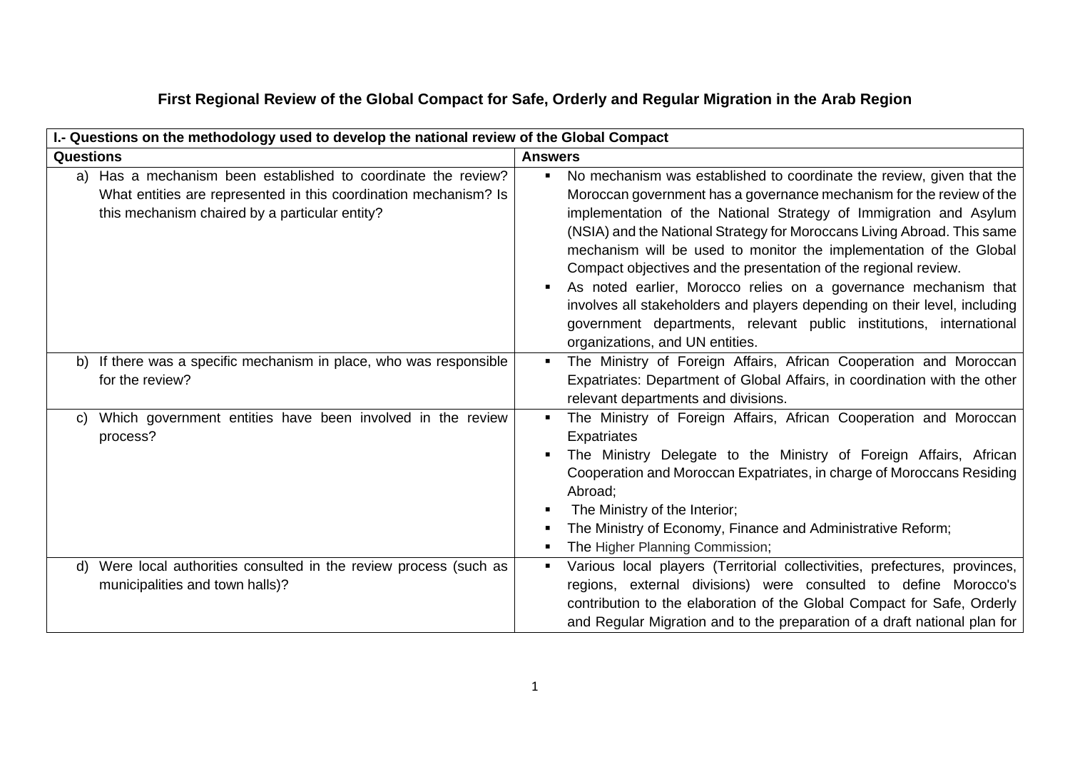# First Regional Review of the Global Compact for Safe, Orderly and Regular Migration in the Arab Region

| I.- Questions on the methodology used to develop the national review of the Global Compact | |
|---|---|
| **Questions** | **Answers** |
| a) Has a mechanism been established to coordinate the review? What entities are represented in this coordination mechanism? Is this mechanism chaired by a particular entity? | ▪ No mechanism was established to coordinate the review, given that the Moroccan government has a governance mechanism for the review of the implementation of the National Strategy of Immigration and Asylum (NSIA) and the National Strategy for Moroccans Living Abroad. This same mechanism will be used to monitor the implementation of the Global Compact objectives and the presentation of the regional review.<br>▪ As noted earlier, Morocco relies on a governance mechanism that involves all stakeholders and players depending on their level, including government departments, relevant public institutions, international organizations, and UN entities. |
| b) If there was a specific mechanism in place, who was responsible for the review? | ▪ The Ministry of Foreign Affairs, African Cooperation and Moroccan Expatriates: Department of Global Affairs, in coordination with the other relevant departments and divisions. |
| c) Which government entities have been involved in the review process? | ▪ The Ministry of Foreign Affairs, African Cooperation and Moroccan Expatriates<br>▪ The Ministry Delegate to the Ministry of Foreign Affairs, African Cooperation and Moroccan Expatriates, in charge of Moroccans Residing Abroad;<br>▪ The Ministry of the Interior;<br>▪ The Ministry of Economy, Finance and Administrative Reform;<br>▪ The Higher Planning Commission; |
| d) Were local authorities consulted in the review process (such as municipalities and town halls)? | ▪ Various local players (Territorial collectivities, prefectures, provinces, regions, external divisions) were consulted to define Morocco's contribution to the elaboration of the Global Compact for Safe, Orderly and Regular Migration and to the preparation of a draft national plan for |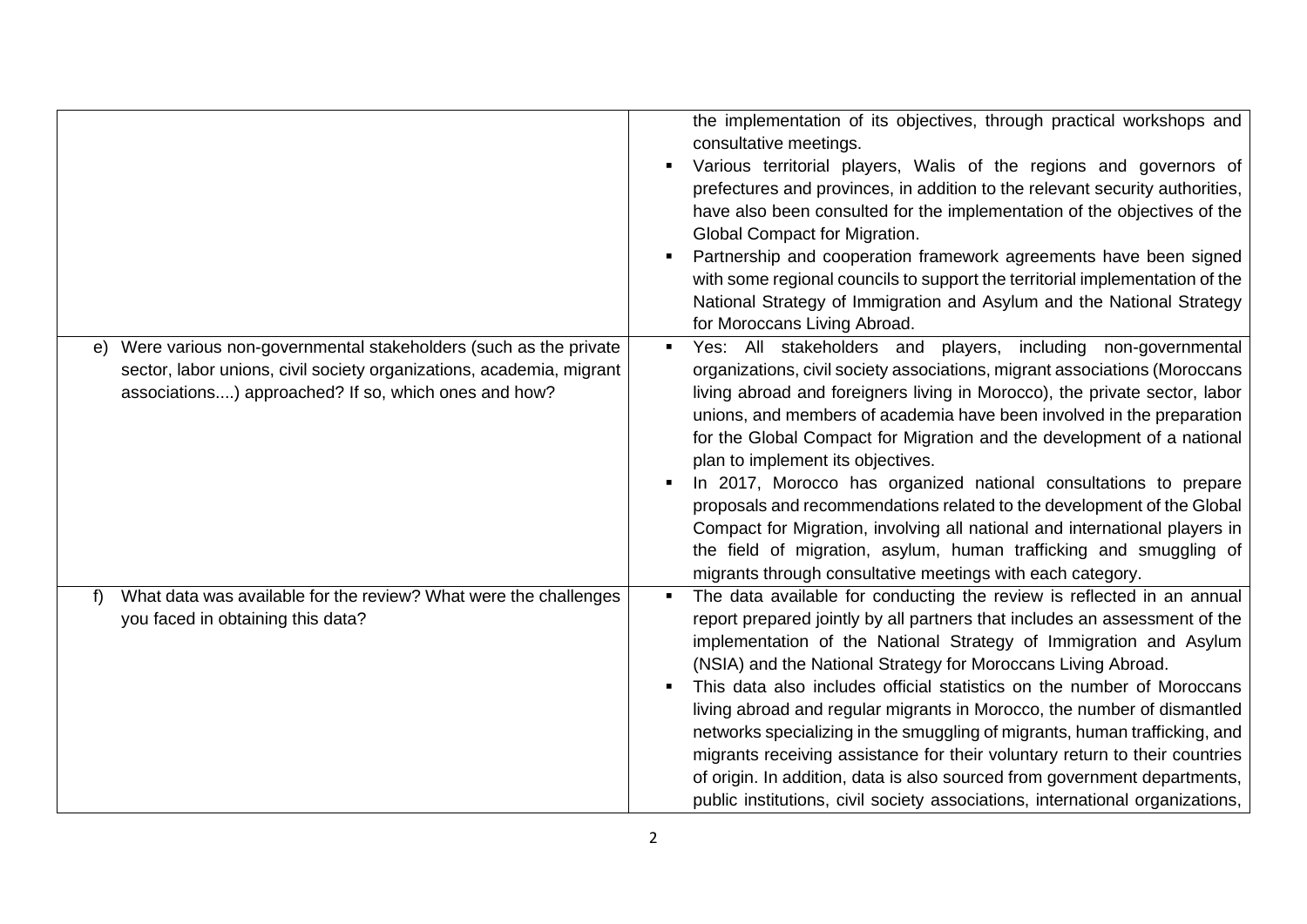| | |
|---|---|
| | the implementation of its objectives, through practical workshops and consultative meetings.<br>▪ Various territorial players, Walis of the regions and governors of prefectures and provinces, in addition to the relevant security authorities, have also been consulted for the implementation of the objectives of the Global Compact for Migration.<br>▪ Partnership and cooperation framework agreements have been signed with some regional councils to support the territorial implementation of the National Strategy of Immigration and Asylum and the National Strategy for Moroccans Living Abroad. |
| e) Were various non-governmental stakeholders (such as the private sector, labor unions, civil society organizations, academia, migrant associations....) approached? If so, which ones and how? | ▪ Yes: All stakeholders and players, including non-governmental organizations, civil society associations, migrant associations (Moroccans living abroad and foreigners living in Morocco), the private sector, labor unions, and members of academia have been involved in the preparation for the Global Compact for Migration and the development of a national plan to implement its objectives.<br>▪ In 2017, Morocco has organized national consultations to prepare proposals and recommendations related to the development of the Global Compact for Migration, involving all national and international players in the field of migration, asylum, human trafficking and smuggling of migrants through consultative meetings with each category. |
| f) What data was available for the review? What were the challenges you faced in obtaining this data? | ▪ The data available for conducting the review is reflected in an annual report prepared jointly by all partners that includes an assessment of the implementation of the National Strategy of Immigration and Asylum (NSIA) and the National Strategy for Moroccans Living Abroad.<br>▪ This data also includes official statistics on the number of Moroccans living abroad and regular migrants in Morocco, the number of dismantled networks specializing in the smuggling of migrants, human trafficking, and migrants receiving assistance for their voluntary return to their countries of origin. In addition, data is also sourced from government departments, public institutions, civil society associations, international organizations, |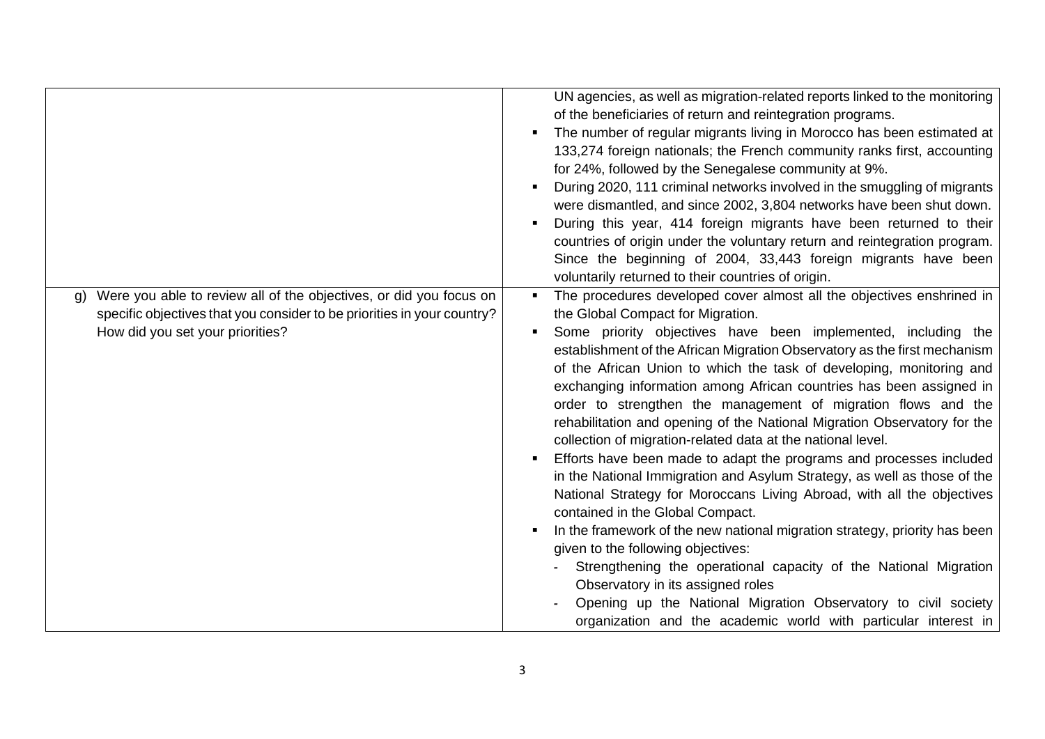| | |
|---|---|
| | UN agencies, as well as migration-related reports linked to the monitoring of the beneficiaries of return and reintegration programs.<br>▪ The number of regular migrants living in Morocco has been estimated at 133,274 foreign nationals; the French community ranks first, accounting for 24%, followed by the Senegalese community at 9%.<br>▪ During 2020, 111 criminal networks involved in the smuggling of migrants were dismantled, and since 2002, 3,804 networks have been shut down.<br>▪ During this year, 414 foreign migrants have been returned to their countries of origin under the voluntary return and reintegration program. Since the beginning of 2004, 33,443 foreign migrants have been voluntarily returned to their countries of origin. |
| g) Were you able to review all of the objectives, or did you focus on specific objectives that you consider to be priorities in your country? How did you set your priorities? | ▪ The procedures developed cover almost all the objectives enshrined in the Global Compact for Migration.<br>▪ Some priority objectives have been implemented, including the establishment of the African Migration Observatory as the first mechanism of the African Union to which the task of developing, monitoring and exchanging information among African countries has been assigned in order to strengthen the management of migration flows and the rehabilitation and opening of the National Migration Observatory for the collection of migration-related data at the national level.<br>▪ Efforts have been made to adapt the programs and processes included in the National Immigration and Asylum Strategy, as well as those of the National Strategy for Moroccans Living Abroad, with all the objectives contained in the Global Compact.<br>▪ In the framework of the new national migration strategy, priority has been given to the following objectives:<br>- Strengthening the operational capacity of the National Migration Observatory in its assigned roles<br>- Opening up the National Migration Observatory to civil society organization and the academic world with particular interest in |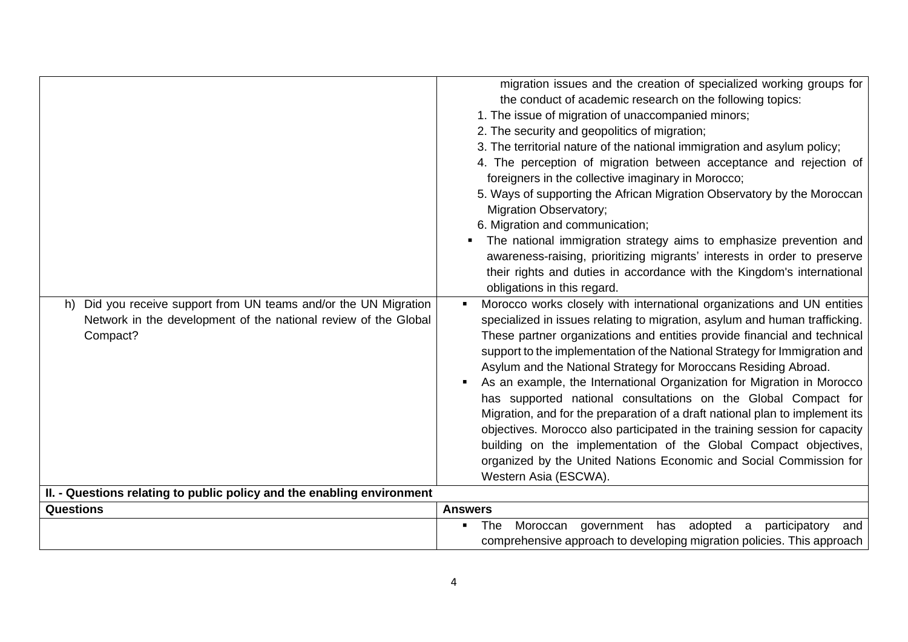| | |
|---|---|
| | migration issues and the creation of specialized working groups for the conduct of academic research on the following topics:<br>1. The issue of migration of unaccompanied minors;<br>2. The security and geopolitics of migration;<br>3. The territorial nature of the national immigration and asylum policy;<br>4. The perception of migration between acceptance and rejection of foreigners in the collective imaginary in Morocco;<br>5. Ways of supporting the African Migration Observatory by the Moroccan Migration Observatory;<br>6. Migration and communication;<br>▪ The national immigration strategy aims to emphasize prevention and awareness-raising, prioritizing migrants' interests in order to preserve their rights and duties in accordance with the Kingdom's international obligations in this regard. |
| h) Did you receive support from UN teams and/or the UN Migration Network in the development of the national review of the Global Compact? | ▪ Morocco works closely with international organizations and UN entities specialized in issues relating to migration, asylum and human trafficking. These partner organizations and entities provide financial and technical support to the implementation of the National Strategy for Immigration and Asylum and the National Strategy for Moroccans Residing Abroad.<br>▪ As an example, the International Organization for Migration in Morocco has supported national consultations on the Global Compact for Migration, and for the preparation of a draft national plan to implement its objectives. Morocco also participated in the training session for capacity building on the implementation of the Global Compact objectives, organized by the United Nations Economic and Social Commission for Western Asia (ESCWA). |
| **II. - Questions relating to public policy and the enabling environment** | |
| **Questions** | **Answers** |
| | ▪ The Moroccan government has adopted a participatory and comprehensive approach to developing migration policies. This approach |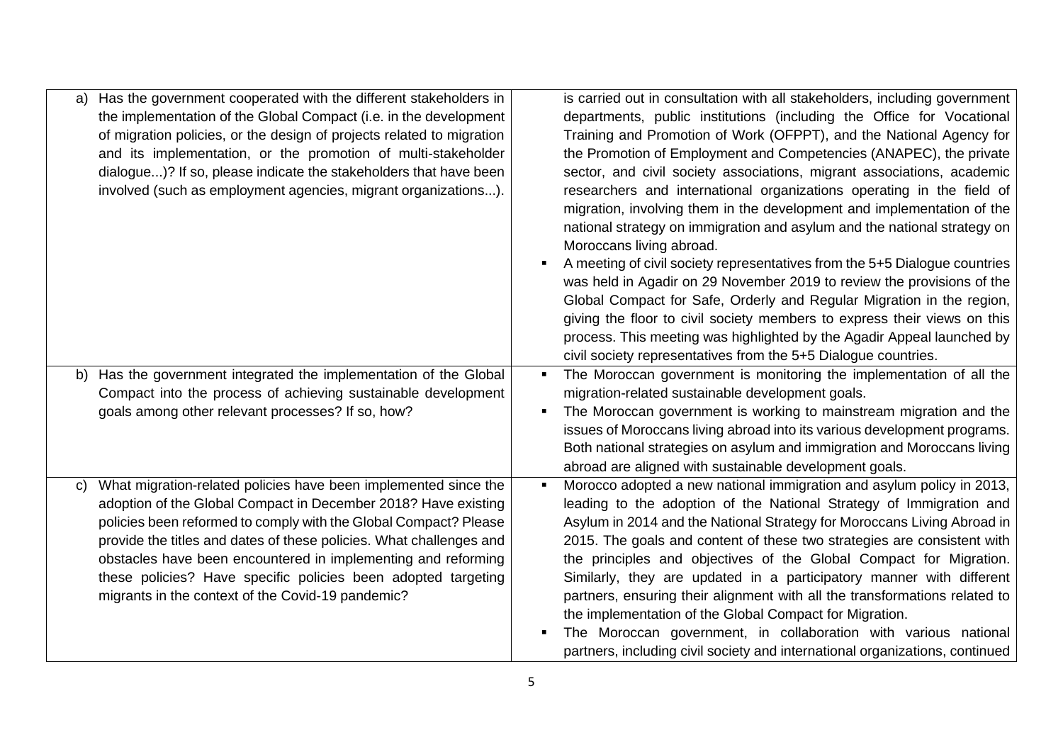| | |
|---|---|
| a) Has the government cooperated with the different stakeholders in the implementation of the Global Compact (i.e. in the development of migration policies, or the design of projects related to migration and its implementation, or the promotion of multi-stakeholder dialogue...)? If so, please indicate the stakeholders that have been involved (such as employment agencies, migrant organizations...). | is carried out in consultation with all stakeholders, including government departments, public institutions (including the Office for Vocational Training and Promotion of Work (OFPPT), and the National Agency for the Promotion of Employment and Competencies (ANAPEC), the private sector, and civil society associations, migrant associations, academic researchers and international organizations operating in the field of migration, involving them in the development and implementation of the national strategy on immigration and asylum and the national strategy on Moroccans living abroad. <br> ▪ A meeting of civil society representatives from the 5+5 Dialogue countries was held in Agadir on 29 November 2019 to review the provisions of the Global Compact for Safe, Orderly and Regular Migration in the region, giving the floor to civil society members to express their views on this process. This meeting was highlighted by the Agadir Appeal launched by civil society representatives from the 5+5 Dialogue countries. |
| b) Has the government integrated the implementation of the Global Compact into the process of achieving sustainable development goals among other relevant processes? If so, how? | ▪ The Moroccan government is monitoring the implementation of all the migration-related sustainable development goals. <br> ▪ The Moroccan government is working to mainstream migration and the issues of Moroccans living abroad into its various development programs. Both national strategies on asylum and immigration and Moroccans living abroad are aligned with sustainable development goals. |
| c) What migration-related policies have been implemented since the adoption of the Global Compact in December 2018? Have existing policies been reformed to comply with the Global Compact? Please provide the titles and dates of these policies. What challenges and obstacles have been encountered in implementing and reforming these policies? Have specific policies been adopted targeting migrants in the context of the Covid-19 pandemic? | ▪ Morocco adopted a new national immigration and asylum policy in 2013, leading to the adoption of the National Strategy of Immigration and Asylum in 2014 and the National Strategy for Moroccans Living Abroad in 2015. The goals and content of these two strategies are consistent with the principles and objectives of the Global Compact for Migration. Similarly, they are updated in a participatory manner with different partners, ensuring their alignment with all the transformations related to the implementation of the Global Compact for Migration. <br> ▪ The Moroccan government, in collaboration with various national partners, including civil society and international organizations, continued |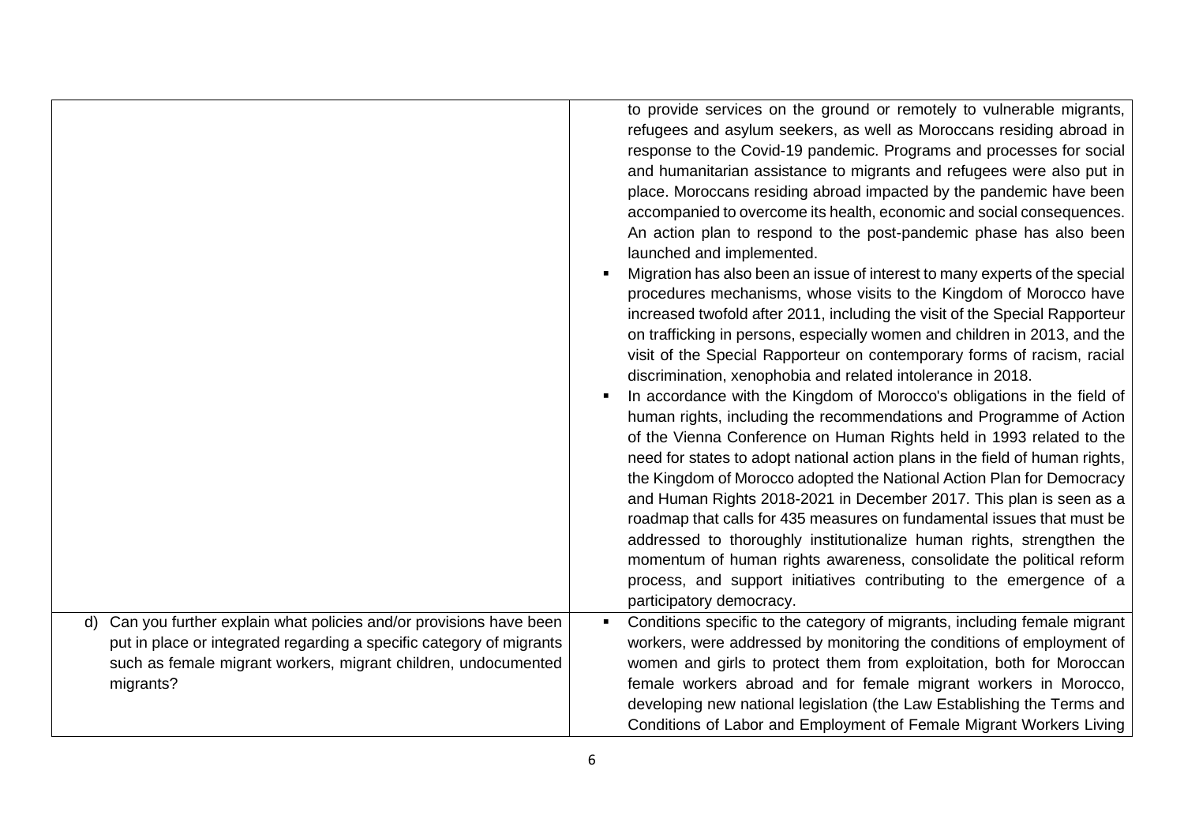| | |
|---|---|
| | to provide services on the ground or remotely to vulnerable migrants, refugees and asylum seekers, as well as Moroccans residing abroad in response to the Covid-19 pandemic. Programs and processes for social and humanitarian assistance to migrants and refugees were also put in place. Moroccans residing abroad impacted by the pandemic have been accompanied to overcome its health, economic and social consequences. An action plan to respond to the post-pandemic phase has also been launched and implemented.<br>▪ Migration has also been an issue of interest to many experts of the special procedures mechanisms, whose visits to the Kingdom of Morocco have increased twofold after 2011, including the visit of the Special Rapporteur on trafficking in persons, especially women and children in 2013, and the visit of the Special Rapporteur on contemporary forms of racism, racial discrimination, xenophobia and related intolerance in 2018.<br>▪ In accordance with the Kingdom of Morocco's obligations in the field of human rights, including the recommendations and Programme of Action of the Vienna Conference on Human Rights held in 1993 related to the need for states to adopt national action plans in the field of human rights, the Kingdom of Morocco adopted the National Action Plan for Democracy and Human Rights 2018-2021 in December 2017. This plan is seen as a roadmap that calls for 435 measures on fundamental issues that must be addressed to thoroughly institutionalize human rights, strengthen the momentum of human rights awareness, consolidate the political reform process, and support initiatives contributing to the emergence of a participatory democracy. |
| d) Can you further explain what policies and/or provisions have been put in place or integrated regarding a specific category of migrants such as female migrant workers, migrant children, undocumented migrants? | ▪ Conditions specific to the category of migrants, including female migrant workers, were addressed by monitoring the conditions of employment of women and girls to protect them from exploitation, both for Moroccan female workers abroad and for female migrant workers in Morocco, developing new national legislation (the Law Establishing the Terms and Conditions of Labor and Employment of Female Migrant Workers Living |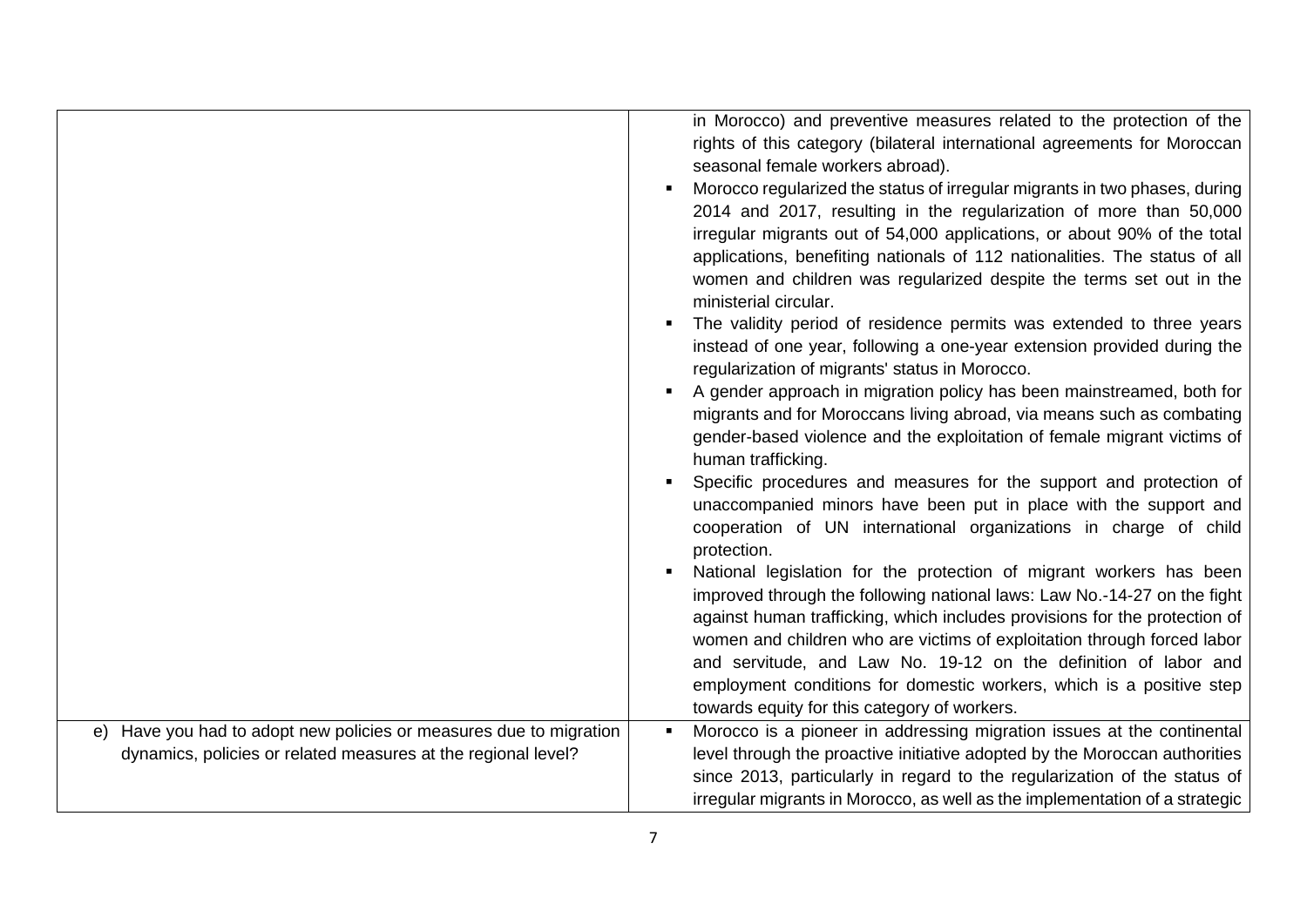| | |
|---|---|
| | in Morocco) and preventive measures related to the protection of the rights of this category (bilateral international agreements for Moroccan seasonal female workers abroad).<br>▪ Morocco regularized the status of irregular migrants in two phases, during 2014 and 2017, resulting in the regularization of more than 50,000 irregular migrants out of 54,000 applications, or about 90% of the total applications, benefiting nationals of 112 nationalities. The status of all women and children was regularized despite the terms set out in the ministerial circular.<br>▪ The validity period of residence permits was extended to three years instead of one year, following a one-year extension provided during the regularization of migrants' status in Morocco.<br>▪ A gender approach in migration policy has been mainstreamed, both for migrants and for Moroccans living abroad, via means such as combating gender-based violence and the exploitation of female migrant victims of human trafficking.<br>▪ Specific procedures and measures for the support and protection of unaccompanied minors have been put in place with the support and cooperation of UN international organizations in charge of child protection.<br>▪ National legislation for the protection of migrant workers has been improved through the following national laws: Law No.-14-27 on the fight against human trafficking, which includes provisions for the protection of women and children who are victims of exploitation through forced labor and servitude, and Law No. 19-12 on the definition of labor and employment conditions for domestic workers, which is a positive step towards equity for this category of workers. |
| e) Have you had to adopt new policies or measures due to migration dynamics, policies or related measures at the regional level? | ▪ Morocco is a pioneer in addressing migration issues at the continental level through the proactive initiative adopted by the Moroccan authorities since 2013, particularly in regard to the regularization of the status of irregular migrants in Morocco, as well as the implementation of a strategic |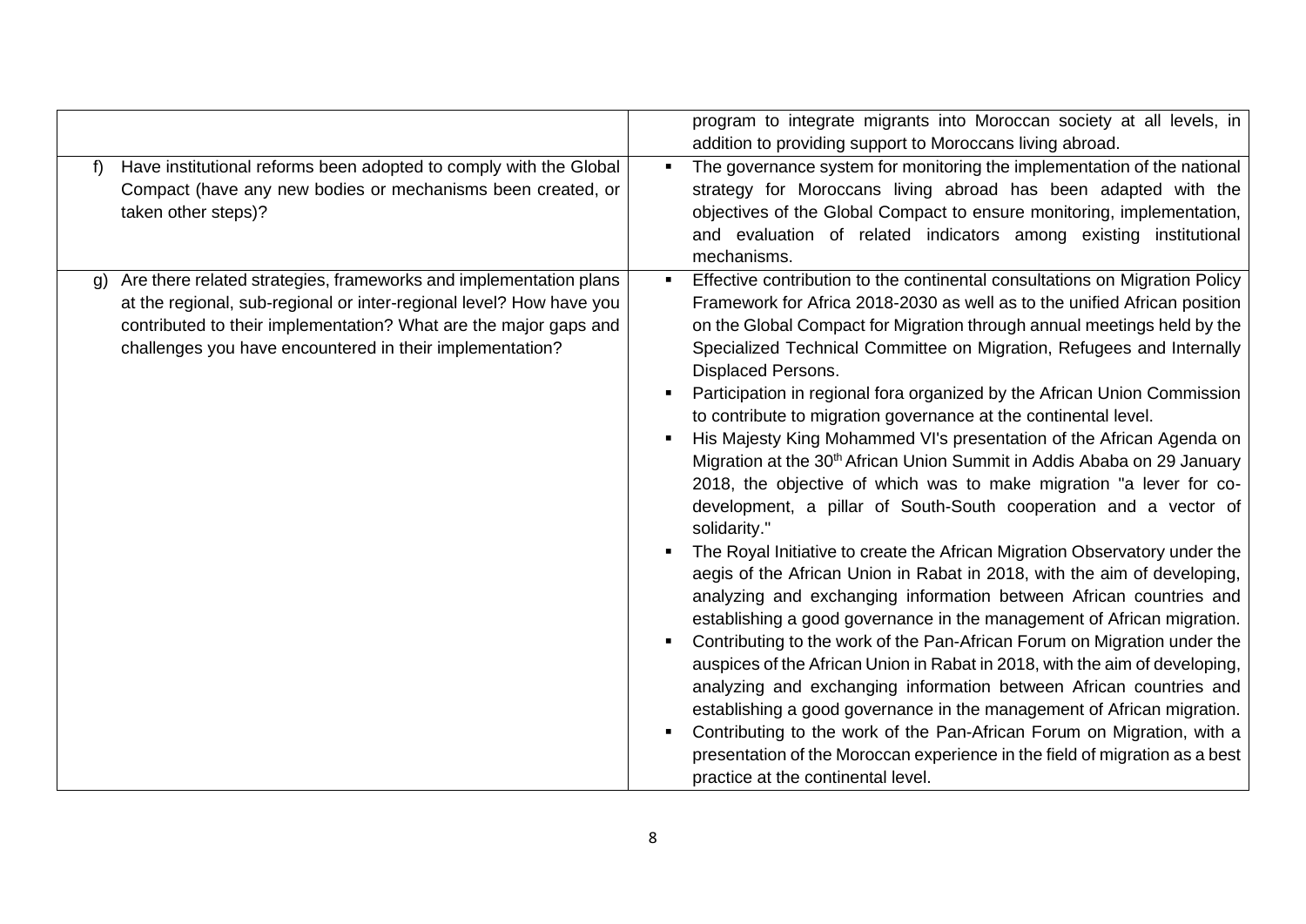| | |
|---|---|
| | program to integrate migrants into Moroccan society at all levels, in addition to providing support to Moroccans living abroad. |
| f) Have institutional reforms been adopted to comply with the Global Compact (have any new bodies or mechanisms been created, or taken other steps)? | ▪ The governance system for monitoring the implementation of the national strategy for Moroccans living abroad has been adapted with the objectives of the Global Compact to ensure monitoring, implementation, and evaluation of related indicators among existing institutional mechanisms. |
| g) Are there related strategies, frameworks and implementation plans at the regional, sub-regional or inter-regional level? How have you contributed to their implementation? What are the major gaps and challenges you have encountered in their implementation? | ▪ Effective contribution to the continental consultations on Migration Policy Framework for Africa 2018-2030 as well as to the unified African position on the Global Compact for Migration through annual meetings held by the Specialized Technical Committee on Migration, Refugees and Internally Displaced Persons.<br>▪ Participation in regional fora organized by the African Union Commission to contribute to migration governance at the continental level.<br>▪ His Majesty King Mohammed VI's presentation of the African Agenda on Migration at the 30th African Union Summit in Addis Ababa on 29 January 2018, the objective of which was to make migration "a lever for co-development, a pillar of South-South cooperation and a vector of solidarity."<br>▪ The Royal Initiative to create the African Migration Observatory under the aegis of the African Union in Rabat in 2018, with the aim of developing, analyzing and exchanging information between African countries and establishing a good governance in the management of African migration.<br>▪ Contributing to the work of the Pan-African Forum on Migration under the auspices of the African Union in Rabat in 2018, with the aim of developing, analyzing and exchanging information between African countries and establishing a good governance in the management of African migration.<br>▪ Contributing to the work of the Pan-African Forum on Migration, with a presentation of the Moroccan experience in the field of migration as a best practice at the continental level. |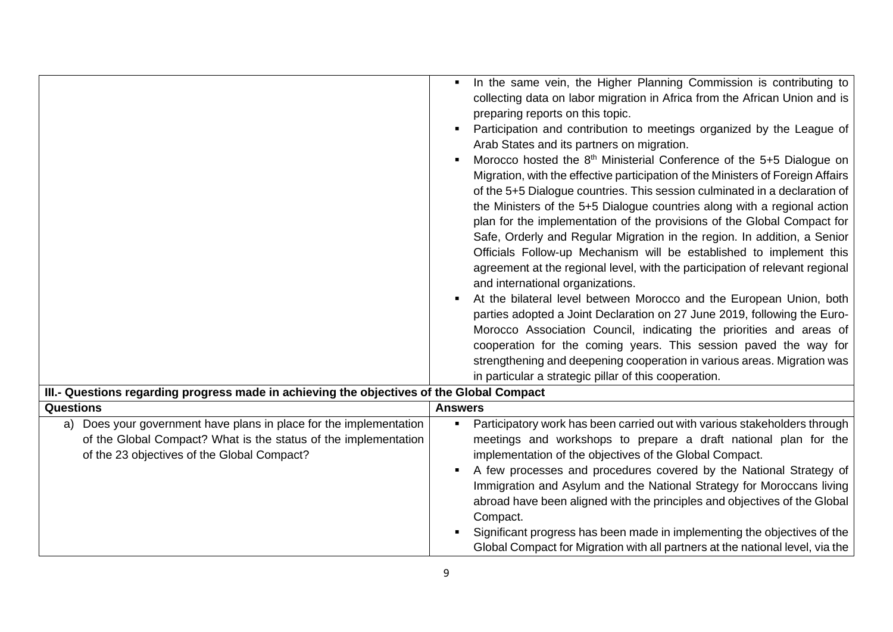| | |
|---|---|
| | ▪ In the same vein, the Higher Planning Commission is contributing to collecting data on labor migration in Africa from the African Union and is preparing reports on this topic.<br>▪ Participation and contribution to meetings organized by the League of Arab States and its partners on migration.<br>▪ Morocco hosted the 8th Ministerial Conference of the 5+5 Dialogue on Migration, with the effective participation of the Ministers of Foreign Affairs of the 5+5 Dialogue countries. This session culminated in a declaration of the Ministers of the 5+5 Dialogue countries along with a regional action plan for the implementation of the provisions of the Global Compact for Safe, Orderly and Regular Migration in the region. In addition, a Senior Officials Follow-up Mechanism will be established to implement this agreement at the regional level, with the participation of relevant regional and international organizations.<br>▪ At the bilateral level between Morocco and the European Union, both parties adopted a Joint Declaration on 27 June 2019, following the Euro-Morocco Association Council, indicating the priorities and areas of cooperation for the coming years. This session paved the way for strengthening and deepening cooperation in various areas. Migration was in particular a strategic pillar of this cooperation. |
| **III.- Questions regarding progress made in achieving the objectives of the Global Compact** | |
| **Questions** | **Answers** |
| a) Does your government have plans in place for the implementation of the Global Compact? What is the status of the implementation of the 23 objectives of the Global Compact? | ▪ Participatory work has been carried out with various stakeholders through meetings and workshops to prepare a draft national plan for the implementation of the objectives of the Global Compact.<br>▪ A few processes and procedures covered by the National Strategy of Immigration and Asylum and the National Strategy for Moroccans living abroad have been aligned with the principles and objectives of the Global Compact.<br>▪ Significant progress has been made in implementing the objectives of the Global Compact for Migration with all partners at the national level, via the |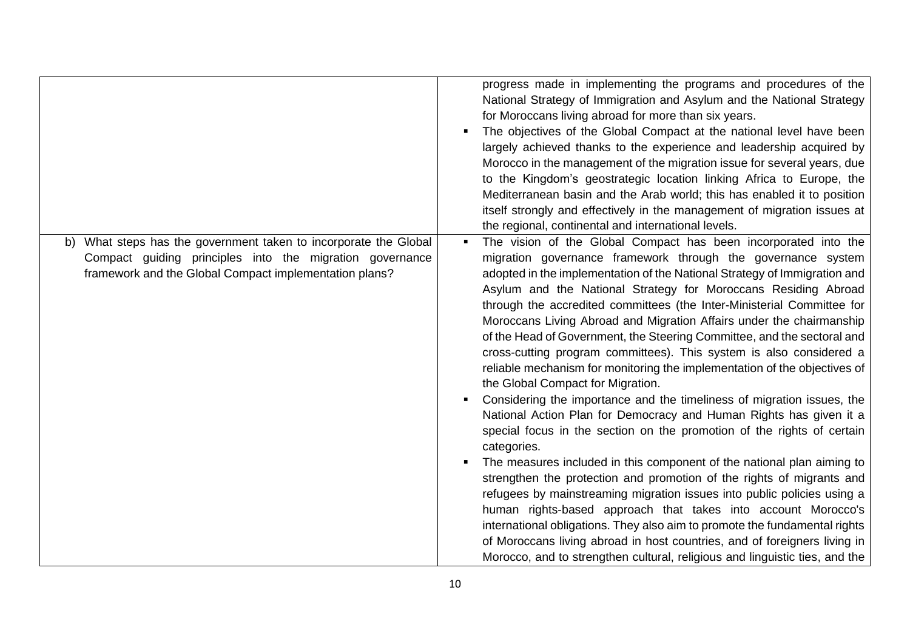| | |
|---|---|
| | progress made in implementing the programs and procedures of the National Strategy of Immigration and Asylum and the National Strategy for Moroccans living abroad for more than six years.<br>▪ The objectives of the Global Compact at the national level have been largely achieved thanks to the experience and leadership acquired by Morocco in the management of the migration issue for several years, due to the Kingdom's geostrategic location linking Africa to Europe, the Mediterranean basin and the Arab world; this has enabled it to position itself strongly and effectively in the management of migration issues at the regional, continental and international levels. |
| b) What steps has the government taken to incorporate the Global Compact guiding principles into the migration governance framework and the Global Compact implementation plans? | ▪ The vision of the Global Compact has been incorporated into the migration governance framework through the governance system adopted in the implementation of the National Strategy of Immigration and Asylum and the National Strategy for Moroccans Residing Abroad through the accredited committees (the Inter-Ministerial Committee for Moroccans Living Abroad and Migration Affairs under the chairmanship of the Head of Government, the Steering Committee, and the sectoral and cross-cutting program committees). This system is also considered a reliable mechanism for monitoring the implementation of the objectives of the Global Compact for Migration.<br>▪ Considering the importance and the timeliness of migration issues, the National Action Plan for Democracy and Human Rights has given it a special focus in the section on the promotion of the rights of certain categories.<br>▪ The measures included in this component of the national plan aiming to strengthen the protection and promotion of the rights of migrants and refugees by mainstreaming migration issues into public policies using a human rights-based approach that takes into account Morocco's international obligations. They also aim to promote the fundamental rights of Moroccans living abroad in host countries, and of foreigners living in Morocco, and to strengthen cultural, religious and linguistic ties, and the |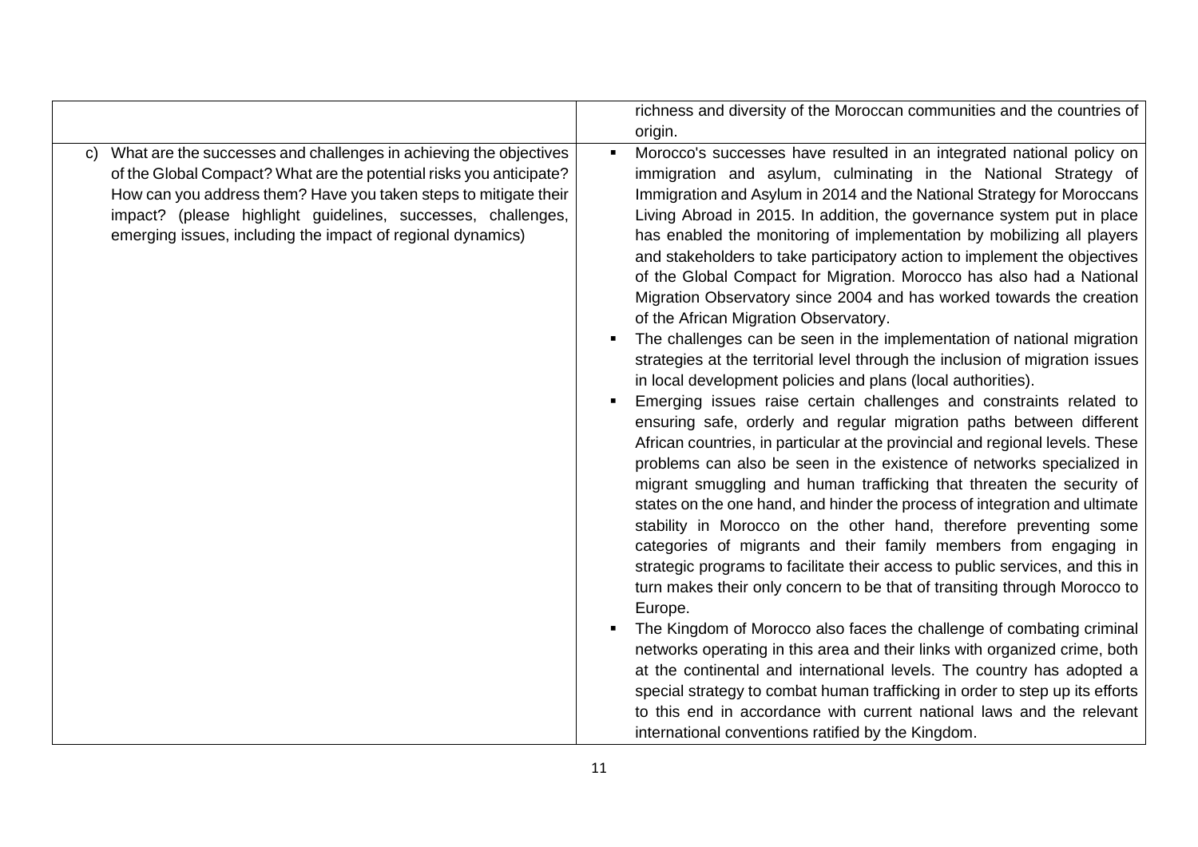| | |
|---|---|
| | richness and diversity of the Moroccan communities and the countries of origin. |
| c) What are the successes and challenges in achieving the objectives of the Global Compact? What are the potential risks you anticipate? How can you address them? Have you taken steps to mitigate their impact? (please highlight guidelines, successes, challenges, emerging issues, including the impact of regional dynamics) | ▪ Morocco's successes have resulted in an integrated national policy on immigration and asylum, culminating in the National Strategy of Immigration and Asylum in 2014 and the National Strategy for Moroccans Living Abroad in 2015. In addition, the governance system put in place has enabled the monitoring of implementation by mobilizing all players and stakeholders to take participatory action to implement the objectives of the Global Compact for Migration. Morocco has also had a National Migration Observatory since 2004 and has worked towards the creation of the African Migration Observatory.<br>▪ The challenges can be seen in the implementation of national migration strategies at the territorial level through the inclusion of migration issues in local development policies and plans (local authorities).<br>▪ Emerging issues raise certain challenges and constraints related to ensuring safe, orderly and regular migration paths between different African countries, in particular at the provincial and regional levels. These problems can also be seen in the existence of networks specialized in migrant smuggling and human trafficking that threaten the security of states on the one hand, and hinder the process of integration and ultimate stability in Morocco on the other hand, therefore preventing some categories of migrants and their family members from engaging in strategic programs to facilitate their access to public services, and this in turn makes their only concern to be that of transiting through Morocco to Europe.<br>▪ The Kingdom of Morocco also faces the challenge of combating criminal networks operating in this area and their links with organized crime, both at the continental and international levels. The country has adopted a special strategy to combat human trafficking in order to step up its efforts to this end in accordance with current national laws and the relevant international conventions ratified by the Kingdom. |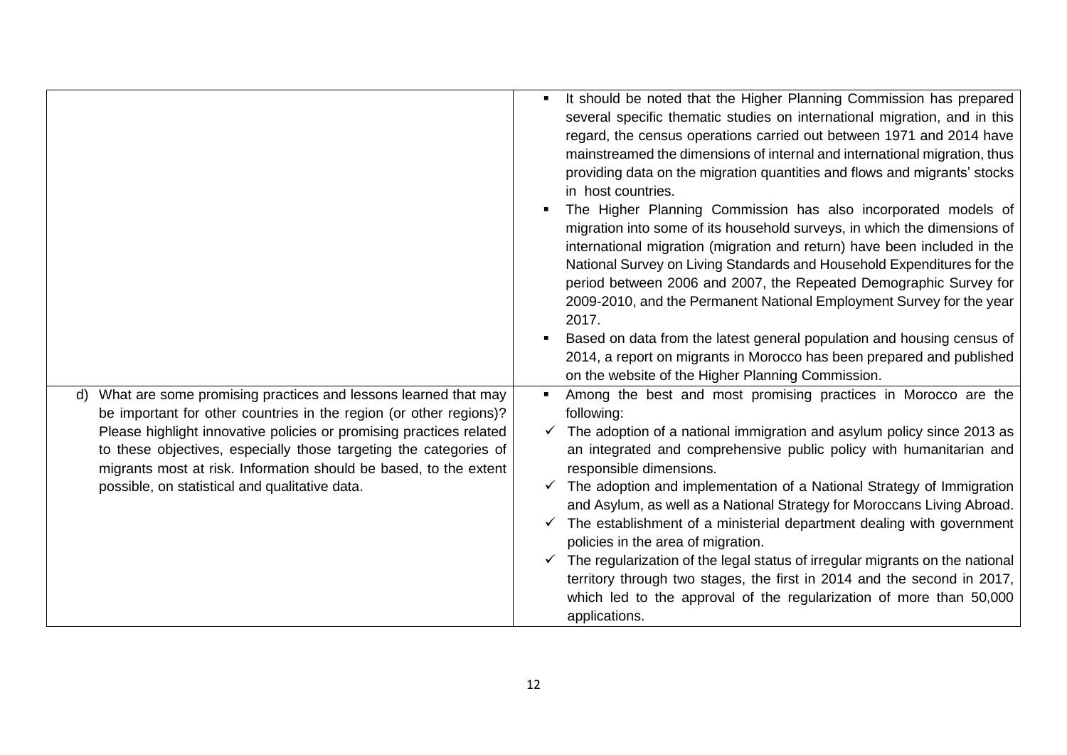| | |
|---|---|
| | ▪ It should be noted that the Higher Planning Commission has prepared several specific thematic studies on international migration, and in this regard, the census operations carried out between 1971 and 2014 have mainstreamed the dimensions of internal and international migration, thus providing data on the migration quantities and flows and migrants' stocks in host countries.<br>▪ The Higher Planning Commission has also incorporated models of migration into some of its household surveys, in which the dimensions of international migration (migration and return) have been included in the National Survey on Living Standards and Household Expenditures for the period between 2006 and 2007, the Repeated Demographic Survey for 2009-2010, and the Permanent National Employment Survey for the year 2017.<br>▪ Based on data from the latest general population and housing census of 2014, a report on migrants in Morocco has been prepared and published on the website of the Higher Planning Commission. |
| d) What are some promising practices and lessons learned that may be important for other countries in the region (or other regions)? Please highlight innovative policies or promising practices related to these objectives, especially those targeting the categories of migrants most at risk. Information should be based, to the extent possible, on statistical and qualitative data. | ▪ Among the best and most promising practices in Morocco are the following:<br>✓ The adoption of a national immigration and asylum policy since 2013 as an integrated and comprehensive public policy with humanitarian and responsible dimensions.<br>✓ The adoption and implementation of a National Strategy of Immigration and Asylum, as well as a National Strategy for Moroccans Living Abroad.<br>✓ The establishment of a ministerial department dealing with government policies in the area of migration.<br>✓ The regularization of the legal status of irregular migrants on the national territory through two stages, the first in 2014 and the second in 2017, which led to the approval of the regularization of more than 50,000 applications. |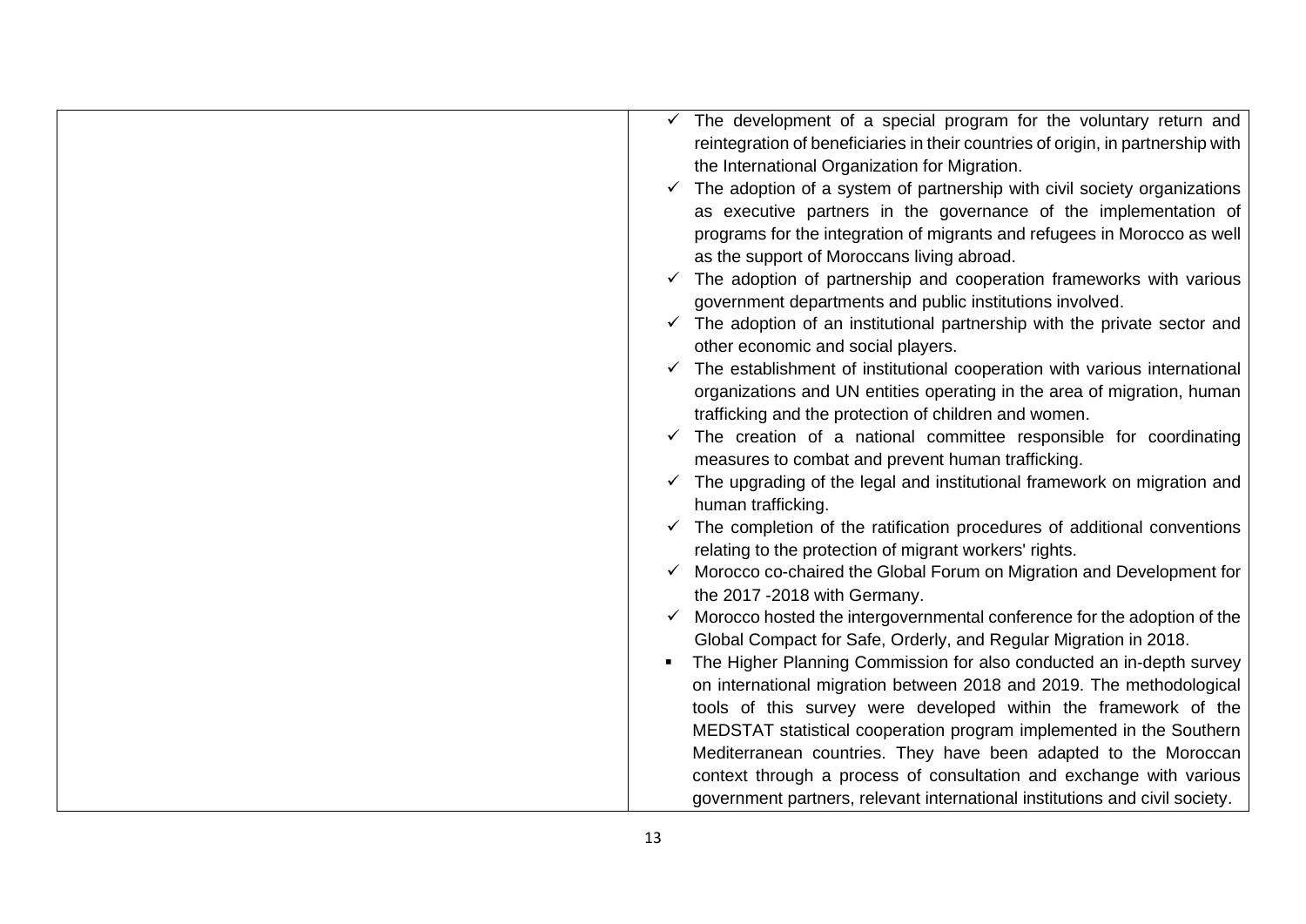|  |  |
|---|---|
|  | ✓ The development of a special program for the voluntary return and reintegration of beneficiaries in their countries of origin, in partnership with the International Organization for Migration.<br>✓ The adoption of a system of partnership with civil society organizations as executive partners in the governance of the implementation of programs for the integration of migrants and refugees in Morocco as well as the support of Moroccans living abroad.<br>✓ The adoption of partnership and cooperation frameworks with various government departments and public institutions involved.<br>✓ The adoption of an institutional partnership with the private sector and other economic and social players.<br>✓ The establishment of institutional cooperation with various international organizations and UN entities operating in the area of migration, human trafficking and the protection of children and women.<br>✓ The creation of a national committee responsible for coordinating measures to combat and prevent human trafficking.<br>✓ The upgrading of the legal and institutional framework on migration and human trafficking.<br>✓ The completion of the ratification procedures of additional conventions relating to the protection of migrant workers' rights.<br>✓ Morocco co-chaired the Global Forum on Migration and Development for the 2017 -2018 with Germany.<br>✓ Morocco hosted the intergovernmental conference for the adoption of the Global Compact for Safe, Orderly, and Regular Migration in 2018.<br>▪ The Higher Planning Commission for also conducted an in-depth survey on international migration between 2018 and 2019. The methodological tools of this survey were developed within the framework of the MEDSTAT statistical cooperation program implemented in the Southern Mediterranean countries. They have been adapted to the Moroccan context through a process of consultation and exchange with various government partners, relevant international institutions and civil society. |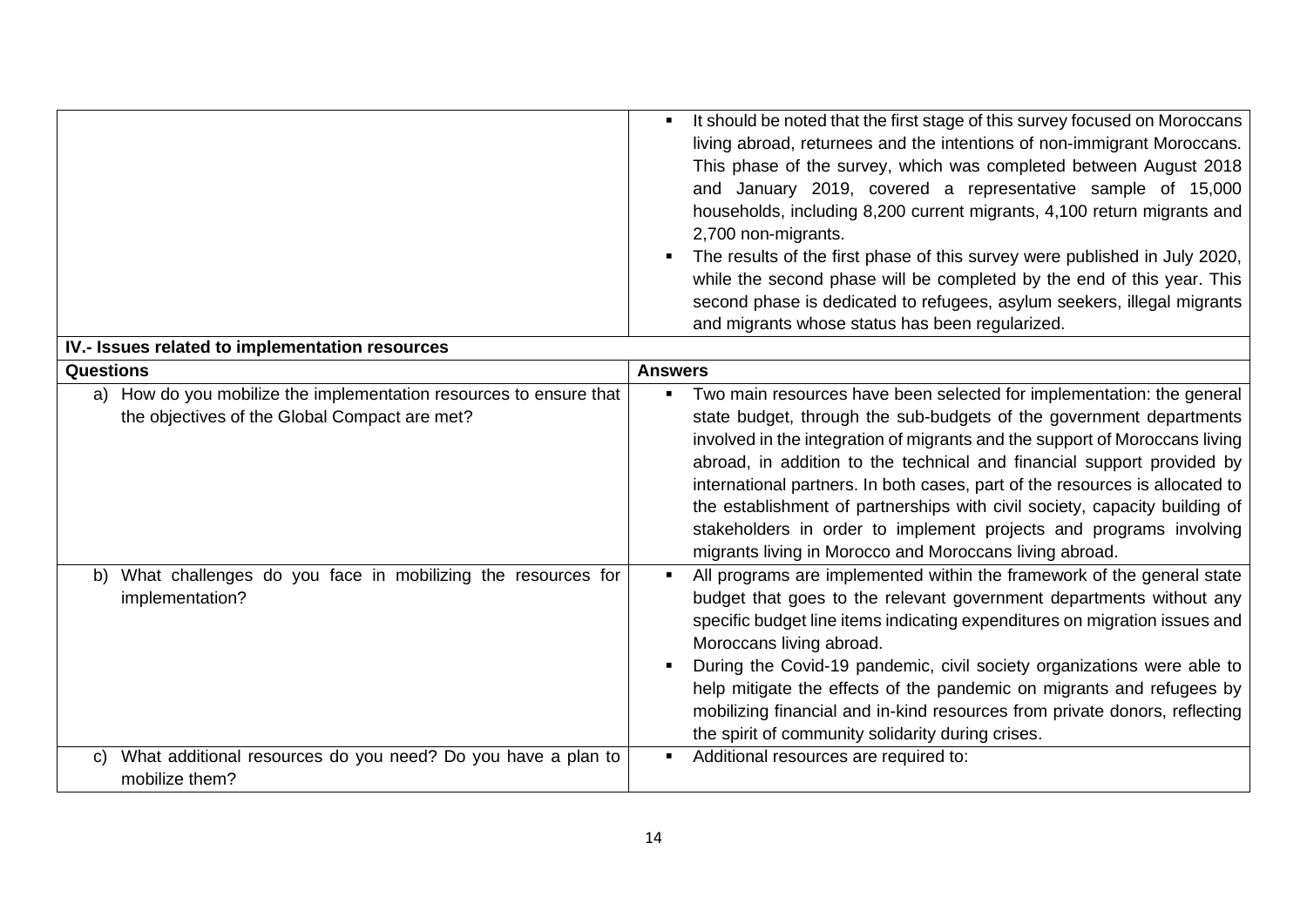| | |
|---|---|
| | ▪ It should be noted that the first stage of this survey focused on Moroccans living abroad, returnees and the intentions of non-immigrant Moroccans. This phase of the survey, which was completed between August 2018 and January 2019, covered a representative sample of 15,000 households, including 8,200 current migrants, 4,100 return migrants and 2,700 non-migrants.<br>▪ The results of the first phase of this survey were published in July 2020, while the second phase will be completed by the end of this year. This second phase is dedicated to refugees, asylum seekers, illegal migrants and migrants whose status has been regularized. |

**IV.- Issues related to implementation resources**

| Questions | Answers |
|---|---|
| a) How do you mobilize the implementation resources to ensure that the objectives of the Global Compact are met? | ▪ Two main resources have been selected for implementation: the general state budget, through the sub-budgets of the government departments involved in the integration of migrants and the support of Moroccans living abroad, in addition to the technical and financial support provided by international partners. In both cases, part of the resources is allocated to the establishment of partnerships with civil society, capacity building of stakeholders in order to implement projects and programs involving migrants living in Morocco and Moroccans living abroad. |
| b) What challenges do you face in mobilizing the resources for implementation? | ▪ All programs are implemented within the framework of the general state budget that goes to the relevant government departments without any specific budget line items indicating expenditures on migration issues and Moroccans living abroad.<br>▪ During the Covid-19 pandemic, civil society organizations were able to help mitigate the effects of the pandemic on migrants and refugees by mobilizing financial and in-kind resources from private donors, reflecting the spirit of community solidarity during crises. |
| c) What additional resources do you need? Do you have a plan to mobilize them? | ▪ Additional resources are required to: |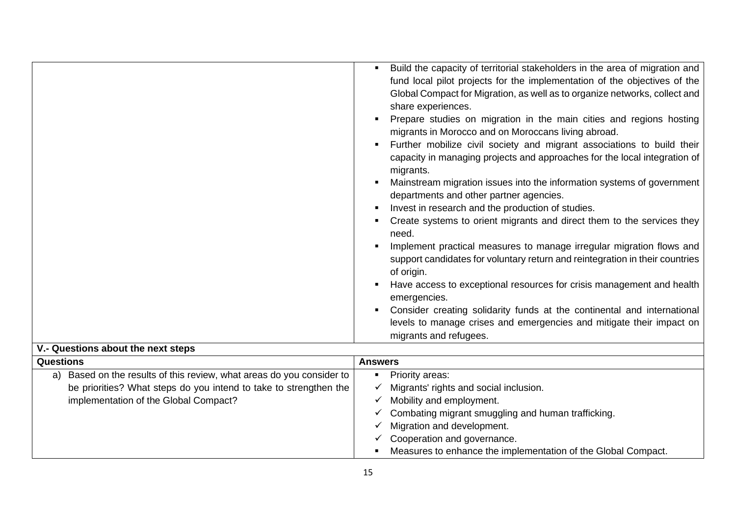| | |
|---|---|
| | ▪ Build the capacity of territorial stakeholders in the area of migration and fund local pilot projects for the implementation of the objectives of the Global Compact for Migration, as well as to organize networks, collect and share experiences.<br>▪ Prepare studies on migration in the main cities and regions hosting migrants in Morocco and on Moroccans living abroad.<br>▪ Further mobilize civil society and migrant associations to build their capacity in managing projects and approaches for the local integration of migrants.<br>▪ Mainstream migration issues into the information systems of government departments and other partner agencies.<br>▪ Invest in research and the production of studies.<br>▪ Create systems to orient migrants and direct them to the services they need.<br>▪ Implement practical measures to manage irregular migration flows and support candidates for voluntary return and reintegration in their countries of origin.<br>▪ Have access to exceptional resources for crisis management and health emergencies.<br>▪ Consider creating solidarity funds at the continental and international levels to manage crises and emergencies and mitigate their impact on migrants and refugees. |
| **V.- Questions about the next steps** | |
| **Questions** | **Answers** |
| a) Based on the results of this review, what areas do you consider to be priorities? What steps do you intend to take to strengthen the implementation of the Global Compact? | ▪ Priority areas:<br>✓ Migrants' rights and social inclusion.<br>✓ Mobility and employment.<br>✓ Combating migrant smuggling and human trafficking.<br>✓ Migration and development.<br>✓ Cooperation and governance.<br>▪ Measures to enhance the implementation of the Global Compact. |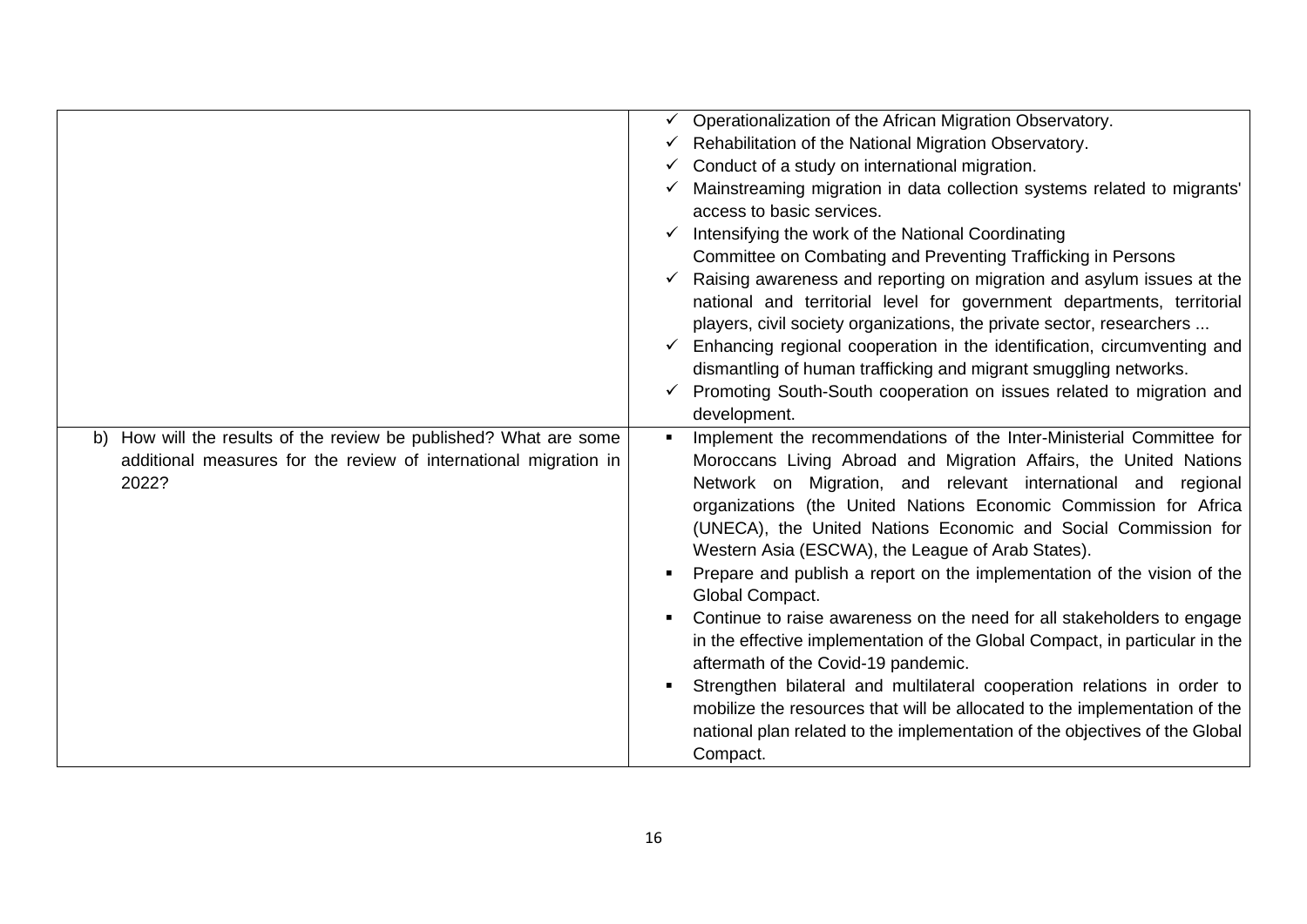| | |
|---|---|
| | ✓ Operationalization of the African Migration Observatory.<br>✓ Rehabilitation of the National Migration Observatory.<br>✓ Conduct of a study on international migration.<br>✓ Mainstreaming migration in data collection systems related to migrants' access to basic services.<br>✓ Intensifying the work of the National Coordinating Committee on Combating and Preventing Trafficking in Persons<br>✓ Raising awareness and reporting on migration and asylum issues at the national and territorial level for government departments, territorial players, civil society organizations, the private sector, researchers ...<br>✓ Enhancing regional cooperation in the identification, circumventing and dismantling of human trafficking and migrant smuggling networks.<br>✓ Promoting South-South cooperation on issues related to migration and development. |
| b) How will the results of the review be published? What are some additional measures for the review of international migration in 2022? | ▪ Implement the recommendations of the Inter-Ministerial Committee for Moroccans Living Abroad and Migration Affairs, the United Nations Network on Migration, and relevant international and regional organizations (the United Nations Economic Commission for Africa (UNECA), the United Nations Economic and Social Commission for Western Asia (ESCWA), the League of Arab States).<br>▪ Prepare and publish a report on the implementation of the vision of the Global Compact.<br>▪ Continue to raise awareness on the need for all stakeholders to engage in the effective implementation of the Global Compact, in particular in the aftermath of the Covid-19 pandemic.<br>▪ Strengthen bilateral and multilateral cooperation relations in order to mobilize the resources that will be allocated to the implementation of the national plan related to the implementation of the objectives of the Global Compact. |